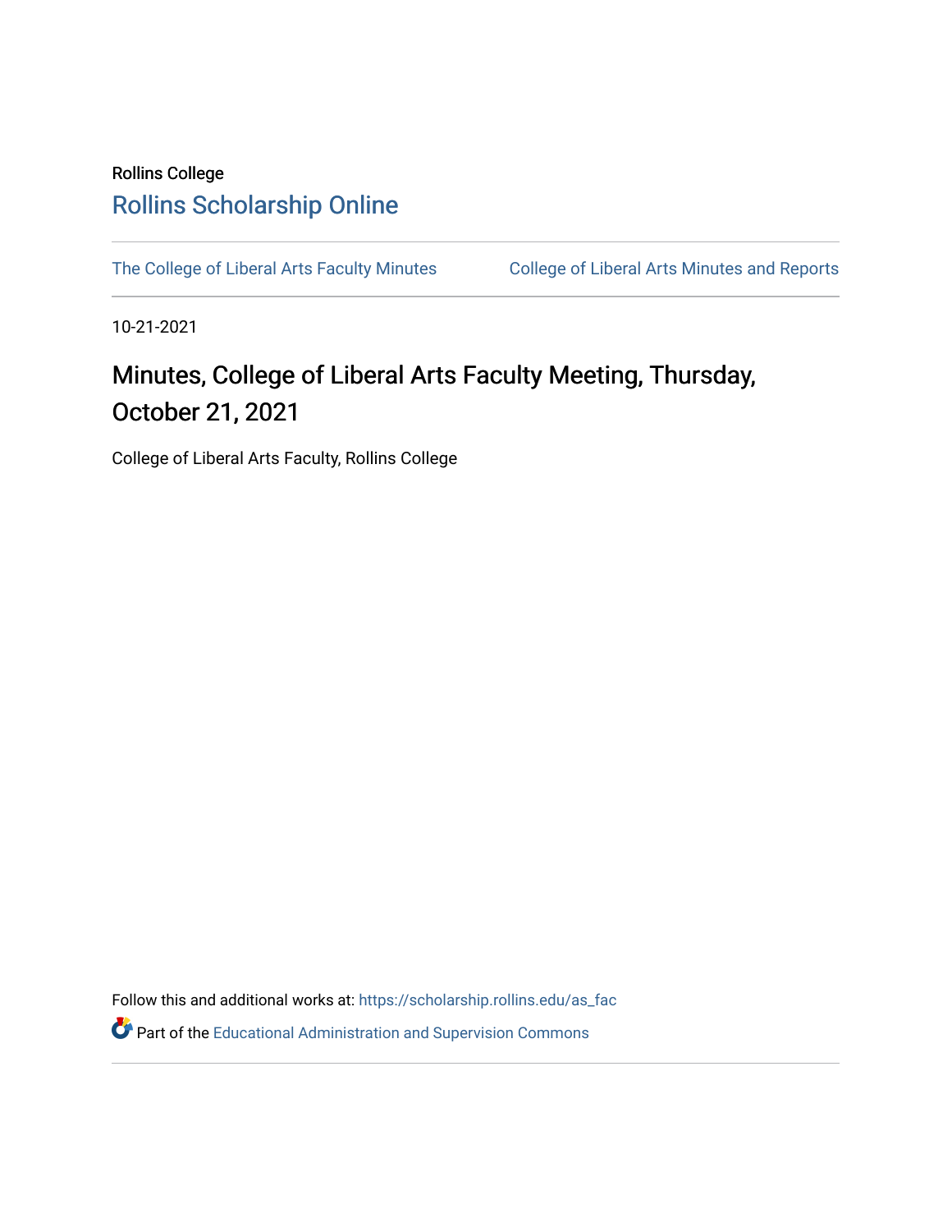Rollins College

# Rollins Scholarship Online

The College of Liberal Arts Faculty Minutes | College of Liberal Arts Minutes and Reports

10-21-2021

# Minutes, College of Liberal Arts Faculty Meeting, Thursday, October 21, 2021

College of Liberal Arts Faculty, Rollins College

Follow this and additional works at: https://scholarship.rollins.edu/as_fac

Part of the Educational Administration and Supervision Commons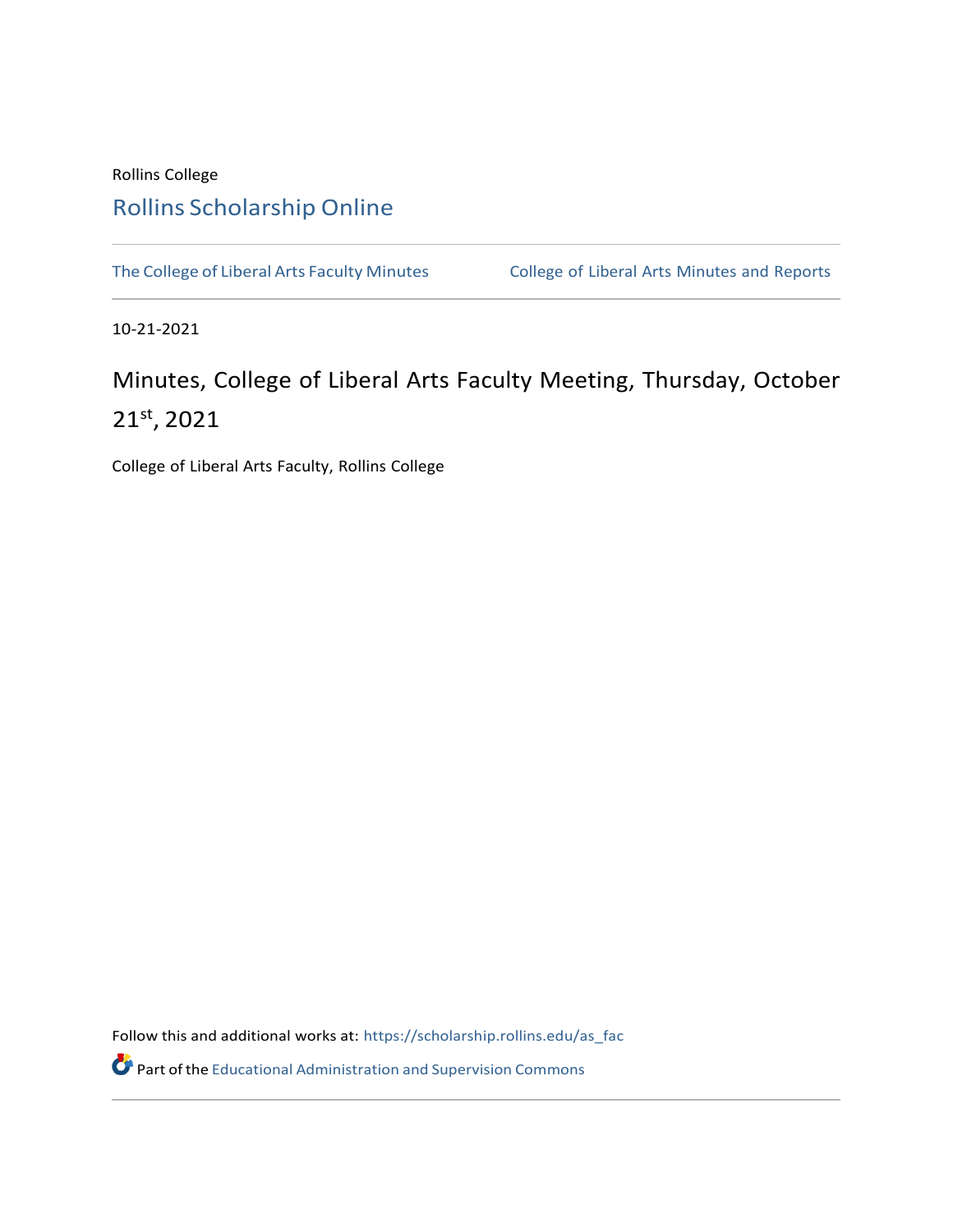Rollins College

Rollins Scholarship Online

The College of Liberal Arts Faculty Minutes | College of Liberal Arts Minutes and Reports

10-21-2021

# Minutes, College of Liberal Arts Faculty Meeting, Thursday, October 21st, 2021

College of Liberal Arts Faculty, Rollins College

Follow this and additional works at: https://scholarship.rollins.edu/as_fac

Part of the Educational Administration and Supervision Commons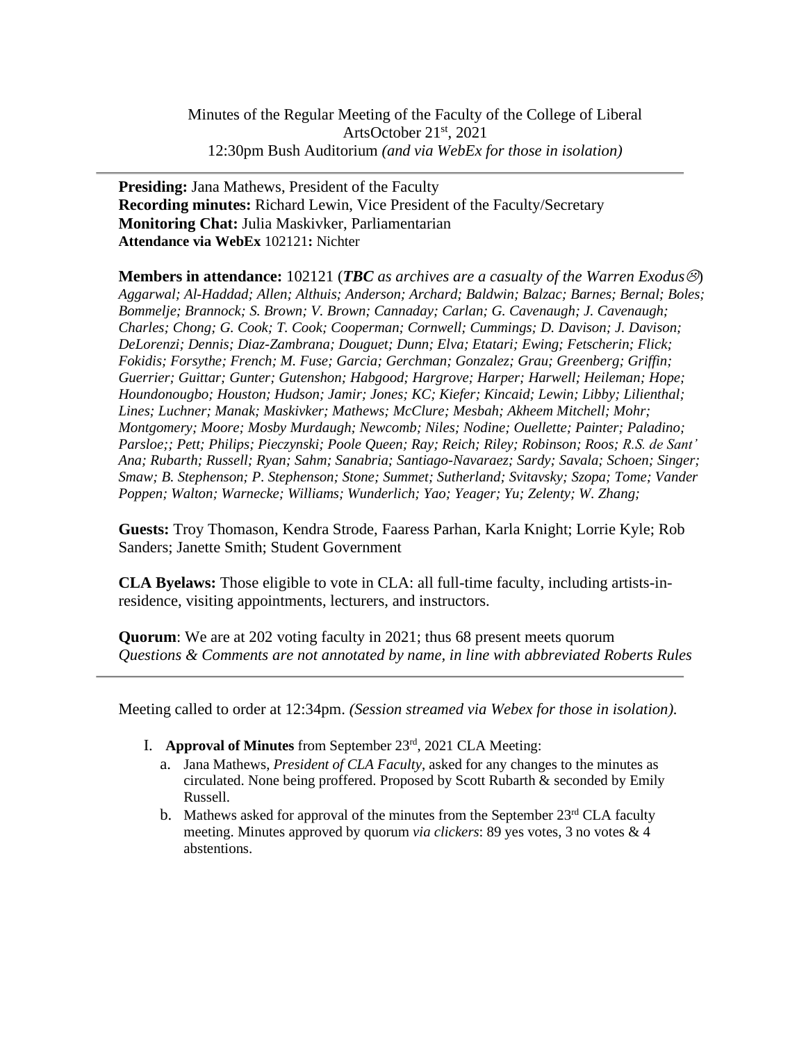Minutes of the Regular Meeting of the Faculty of the College of Liberal ArtsOctober 21st, 2021
12:30pm Bush Auditorium *(and via WebEx for those in isolation)*

---

**Presiding:** Jana Mathews, President of the Faculty
**Recording minutes:** Richard Lewin, Vice President of the Faculty/Secretary
**Monitoring Chat:** Julia Maskivker, Parliamentarian
**Attendance via WebEx** 102121**:** Nichter

**Members in attendance:** 102121 (***TBC*** *as archives are a casualty of the Warren Exodus☹*)
*Aggarwal; Al-Haddad; Allen; Althuis; Anderson; Archard; Baldwin; Balzac; Barnes; Bernal; Boles; Bommelje; Brannock; S. Brown; V. Brown; Cannaday; Carlan; G. Cavenaugh; J. Cavenaugh; Charles; Chong; G. Cook; T. Cook; Cooperman; Cornwell; Cummings; D. Davison; J. Davison; DeLorenzi; Dennis; Diaz-Zambrana; Douguet; Dunn; Elva; Etatari; Ewing; Fetscherin; Flick; Fokidis; Forsythe; French; M. Fuse; Garcia; Gerchman; Gonzalez; Grau; Greenberg; Griffin; Guerrier; Guittar; Gunter; Gutenshon; Habgood; Hargrove; Harper; Harwell; Heileman; Hope; Houndonougbo; Houston; Hudson; Jamir; Jones; KC; Kiefer; Kincaid; Lewin; Libby; Lilienthal; Lines; Luchner; Manak; Maskivker; Mathews; McClure; Mesbah; Akheem Mitchell; Mohr; Montgomery; Moore; Mosby Murdaugh; Newcomb; Niles; Nodine; Ouellette; Painter; Paladino; Parsloe;; Pett; Philips; Pieczynski; Poole Queen; Ray; Reich; Riley; Robinson; Roos; R.S. de Sant' Ana; Rubarth; Russell; Ryan; Sahm; Sanabria; Santiago-Navaraez; Sardy; Savala; Schoen; Singer; Smaw; B. Stephenson; P. Stephenson; Stone; Summet; Sutherland; Svitavsky; Szopa; Tome; Vander Poppen; Walton; Warnecke; Williams; Wunderlich; Yao; Yeager; Yu; Zelenty; W. Zhang;*

**Guests:** Troy Thomason, Kendra Strode, Faaress Parhan, Karla Knight; Lorrie Kyle; Rob Sanders; Janette Smith; Student Government

**CLA Byelaws:** Those eligible to vote in CLA: all full-time faculty, including artists-in-residence, visiting appointments, lecturers, and instructors.

**Quorum**: We are at 202 voting faculty in 2021; thus 68 present meets quorum
*Questions & Comments are not annotated by name, in line with abbreviated Roberts Rules*

---

Meeting called to order at 12:34pm. *(Session streamed via Webex for those in isolation).*

I. **Approval of Minutes** from September 23rd, 2021 CLA Meeting:
   a. Jana Mathews, *President of CLA Faculty*, asked for any changes to the minutes as circulated. None being proffered. Proposed by Scott Rubarth & seconded by Emily Russell.
   b. Mathews asked for approval of the minutes from the September 23rd CLA faculty meeting. Minutes approved by quorum *via clickers*: 89 yes votes, 3 no votes & 4 abstentions.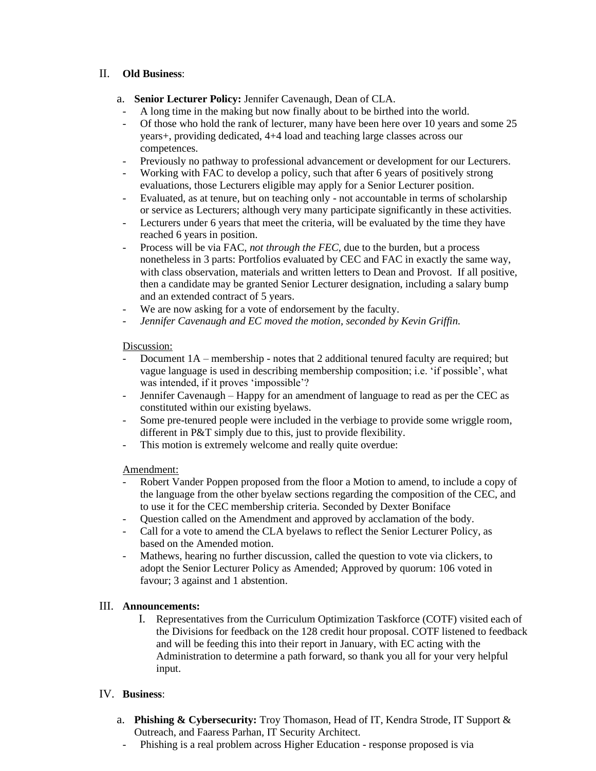II. **Old Business**:

a. **Senior Lecturer Policy:** Jennifer Cavenaugh, Dean of CLA.

- A long time in the making but now finally about to be birthed into the world.
- Of those who hold the rank of lecturer, many have been here over 10 years and some 25 years+, providing dedicated, 4+4 load and teaching large classes across our competences.
- Previously no pathway to professional advancement or development for our Lecturers.
- Working with FAC to develop a policy, such that after 6 years of positively strong evaluations, those Lecturers eligible may apply for a Senior Lecturer position.
- Evaluated, as at tenure, but on teaching only - not accountable in terms of scholarship or service as Lecturers; although very many participate significantly in these activities.
- Lecturers under 6 years that meet the criteria, will be evaluated by the time they have reached 6 years in position.
- Process will be via FAC, *not through the FEC*, due to the burden, but a process nonetheless in 3 parts: Portfolios evaluated by CEC and FAC in exactly the same way, with class observation, materials and written letters to Dean and Provost. If all positive, then a candidate may be granted Senior Lecturer designation, including a salary bump and an extended contract of 5 years.
- We are now asking for a vote of endorsement by the faculty.
- *Jennifer Cavenaugh and EC moved the motion, seconded by Kevin Griffin.*

Discussion:

- Document 1A – membership - notes that 2 additional tenured faculty are required; but vague language is used in describing membership composition; i.e. 'if possible', what was intended, if it proves 'impossible'?
- Jennifer Cavenaugh – Happy for an amendment of language to read as per the CEC as constituted within our existing byelaws.
- Some pre-tenured people were included in the verbiage to provide some wriggle room, different in P&T simply due to this, just to provide flexibility.
- This motion is extremely welcome and really quite overdue:

Amendment:

- Robert Vander Poppen proposed from the floor a Motion to amend, to include a copy of the language from the other byelaw sections regarding the composition of the CEC, and to use it for the CEC membership criteria. Seconded by Dexter Boniface
- Question called on the Amendment and approved by acclamation of the body.
- Call for a vote to amend the CLA byelaws to reflect the Senior Lecturer Policy, as based on the Amended motion.
- Mathews, hearing no further discussion, called the question to vote via clickers, to adopt the Senior Lecturer Policy as Amended; Approved by quorum: 106 voted in favour; 3 against and 1 abstention.

III. **Announcements:**

I. Representatives from the Curriculum Optimization Taskforce (COTF) visited each of the Divisions for feedback on the 128 credit hour proposal. COTF listened to feedback and will be feeding this into their report in January, with EC acting with the Administration to determine a path forward, so thank you all for your very helpful input.

IV. **Business**:

a. **Phishing & Cybersecurity:** Troy Thomason, Head of IT, Kendra Strode, IT Support & Outreach, and Faaress Parhan, IT Security Architect.

- Phishing is a real problem across Higher Education - response proposed is via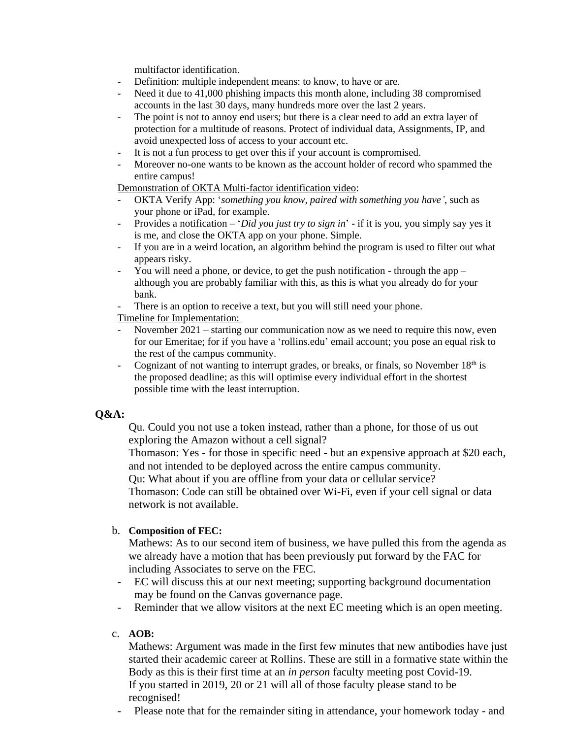multifactor identification.

- Definition: multiple independent means: to know, to have or are.
- Need it due to 41,000 phishing impacts this month alone, including 38 compromised accounts in the last 30 days, many hundreds more over the last 2 years.
- The point is not to annoy end users; but there is a clear need to add an extra layer of protection for a multitude of reasons. Protect of individual data, Assignments, IP, and avoid unexpected loss of access to your account etc.
- It is not a fun process to get over this if your account is compromised.
- Moreover no-one wants to be known as the account holder of record who spammed the entire campus!

Demonstration of OKTA Multi-factor identification video:

- OKTA Verify App: '*something you know, paired with something you have'*, such as your phone or iPad, for example.
- Provides a notification – '*Did you just try to sign in*' - if it is you, you simply say yes it is me, and close the OKTA app on your phone. Simple.
- If you are in a weird location, an algorithm behind the program is used to filter out what appears risky.
- You will need a phone, or device, to get the push notification - through the app – although you are probably familiar with this, as this is what you already do for your bank.
- There is an option to receive a text, but you will still need your phone.

Timeline for Implementation:

- November 2021 – starting our communication now as we need to require this now, even for our Emeritae; for if you have a 'rollins.edu' email account; you pose an equal risk to the rest of the campus community.
- Cognizant of not wanting to interrupt grades, or breaks, or finals, so November 18th is the proposed deadline; as this will optimise every individual effort in the shortest possible time with the least interruption.

**Q&A:**

Qu. Could you not use a token instead, rather than a phone, for those of us out exploring the Amazon without a cell signal?
Thomason: Yes - for those in specific need - but an expensive approach at $20 each, and not intended to be deployed across the entire campus community.
Qu: What about if you are offline from your data or cellular service?
Thomason: Code can still be obtained over Wi-Fi, even if your cell signal or data network is not available.

b. **Composition of FEC:**
Mathews: As to our second item of business, we have pulled this from the agenda as we already have a motion that has been previously put forward by the FAC for including Associates to serve on the FEC.

- EC will discuss this at our next meeting; supporting background documentation may be found on the Canvas governance page.
- Reminder that we allow visitors at the next EC meeting which is an open meeting.

c. **AOB:**
Mathews: Argument was made in the first few minutes that new antibodies have just started their academic career at Rollins. These are still in a formative state within the Body as this is their first time at an *in person* faculty meeting post Covid-19.
If you started in 2019, 20 or 21 will all of those faculty please stand to be recognised!

- Please note that for the remainder siting in attendance, your homework today - and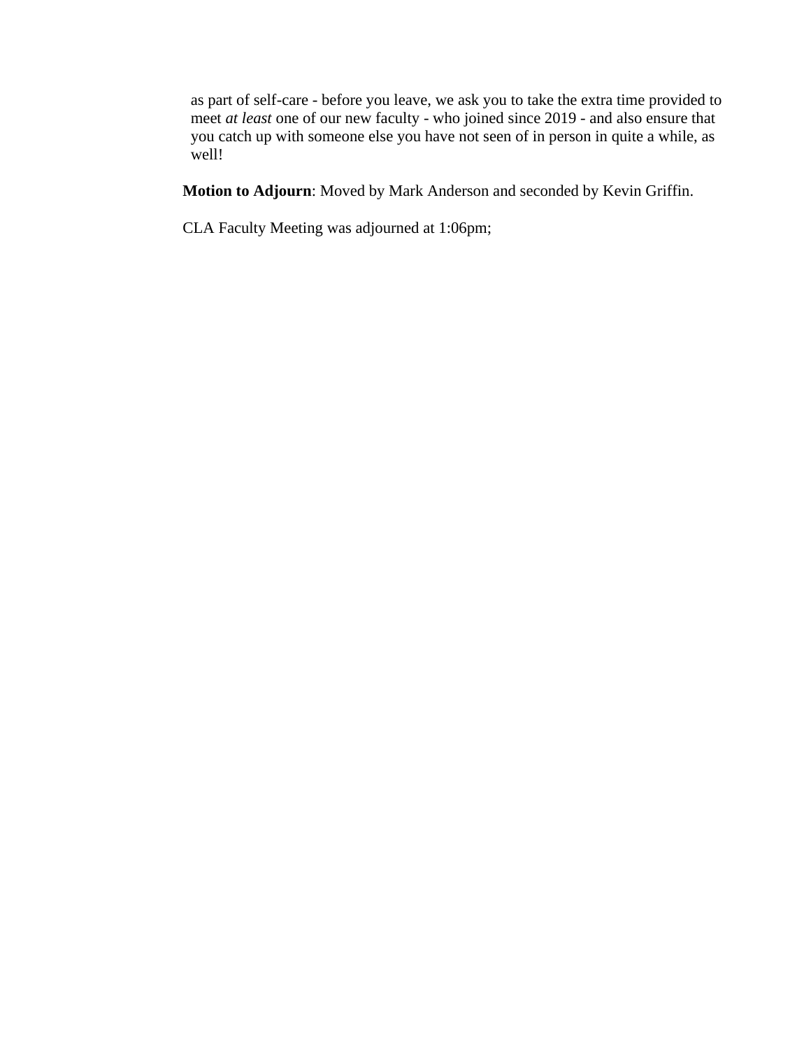as part of self-care - before you leave, we ask you to take the extra time provided to meet *at least* one of our new faculty - who joined since 2019 - and also ensure that you catch up with someone else you have not seen of in person in quite a while, as well!

**Motion to Adjourn**: Moved by Mark Anderson and seconded by Kevin Griffin.

CLA Faculty Meeting was adjourned at 1:06pm;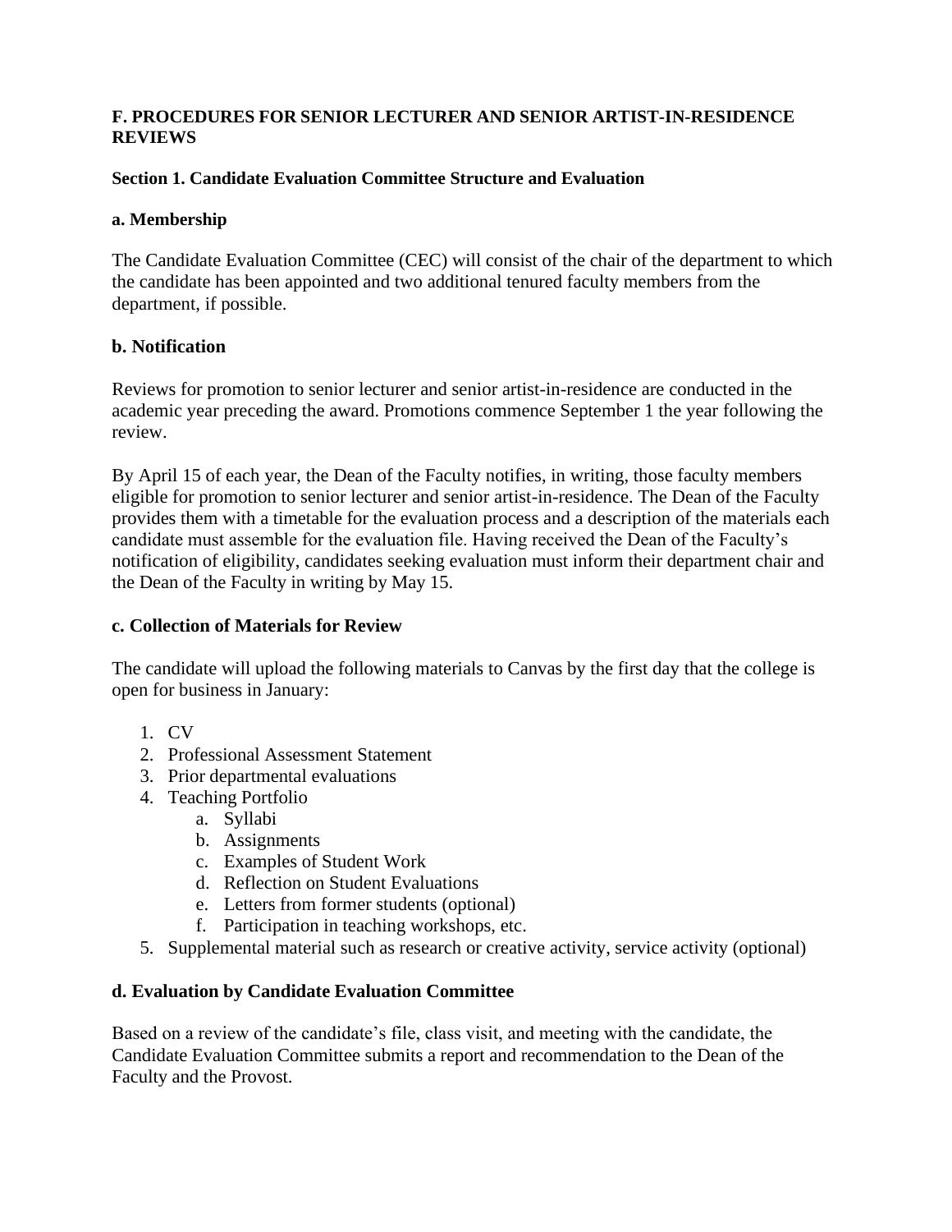**F. PROCEDURES FOR SENIOR LECTURER AND SENIOR ARTIST-IN-RESIDENCE REVIEWS**

**Section 1. Candidate Evaluation Committee Structure and Evaluation**

**a. Membership**

The Candidate Evaluation Committee (CEC) will consist of the chair of the department to which the candidate has been appointed and two additional tenured faculty members from the department, if possible.

**b. Notification**

Reviews for promotion to senior lecturer and senior artist-in-residence are conducted in the academic year preceding the award. Promotions commence September 1 the year following the review.

By April 15 of each year, the Dean of the Faculty notifies, in writing, those faculty members eligible for promotion to senior lecturer and senior artist-in-residence. The Dean of the Faculty provides them with a timetable for the evaluation process and a description of the materials each candidate must assemble for the evaluation file. Having received the Dean of the Faculty's notification of eligibility, candidates seeking evaluation must inform their department chair and the Dean of the Faculty in writing by May 15.

**c. Collection of Materials for Review**

The candidate will upload the following materials to Canvas by the first day that the college is open for business in January:

1. CV
2. Professional Assessment Statement
3. Prior departmental evaluations
4. Teaching Portfolio
   a. Syllabi
   b. Assignments
   c. Examples of Student Work
   d. Reflection on Student Evaluations
   e. Letters from former students (optional)
   f. Participation in teaching workshops, etc.
5. Supplemental material such as research or creative activity, service activity (optional)

**d. Evaluation by Candidate Evaluation Committee**

Based on a review of the candidate's file, class visit, and meeting with the candidate, the Candidate Evaluation Committee submits a report and recommendation to the Dean of the Faculty and the Provost.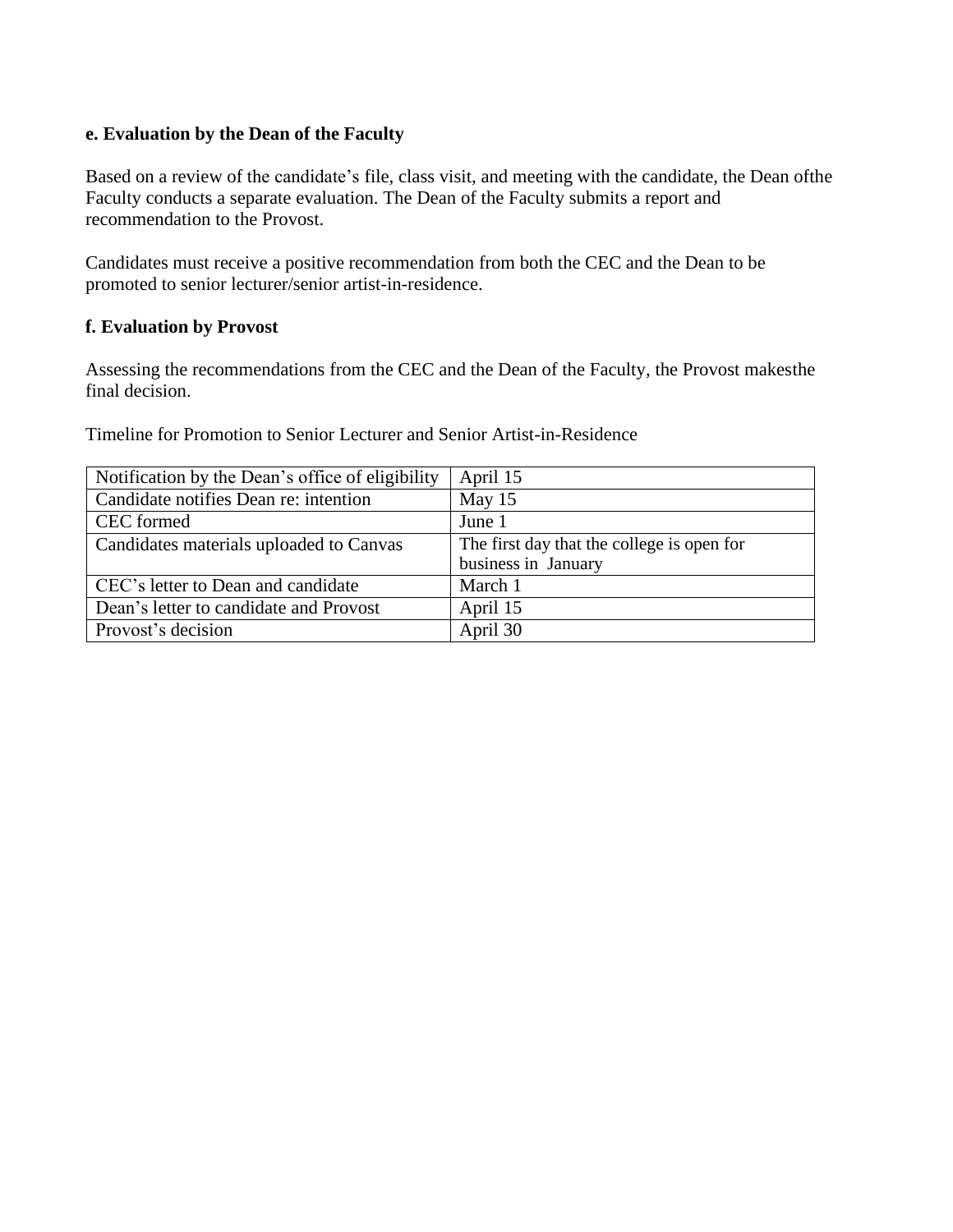**e. Evaluation by the Dean of the Faculty**

Based on a review of the candidate's file, class visit, and meeting with the candidate, the Dean ofthe Faculty conducts a separate evaluation. The Dean of the Faculty submits a report and recommendation to the Provost.

Candidates must receive a positive recommendation from both the CEC and the Dean to be promoted to senior lecturer/senior artist-in-residence.

**f. Evaluation by Provost**

Assessing the recommendations from the CEC and the Dean of the Faculty, the Provost makesthe final decision.

Timeline for Promotion to Senior Lecturer and Senior Artist-in-Residence

| | |
|---|---|
| Notification by the Dean's office of eligibility | April 15 |
| Candidate notifies Dean re: intention | May 15 |
| CEC formed | June 1 |
| Candidates materials uploaded to Canvas | The first day that the college is open for business in January |
| CEC's letter to Dean and candidate | March 1 |
| Dean's letter to candidate and Provost | April 15 |
| Provost's decision | April 30 |